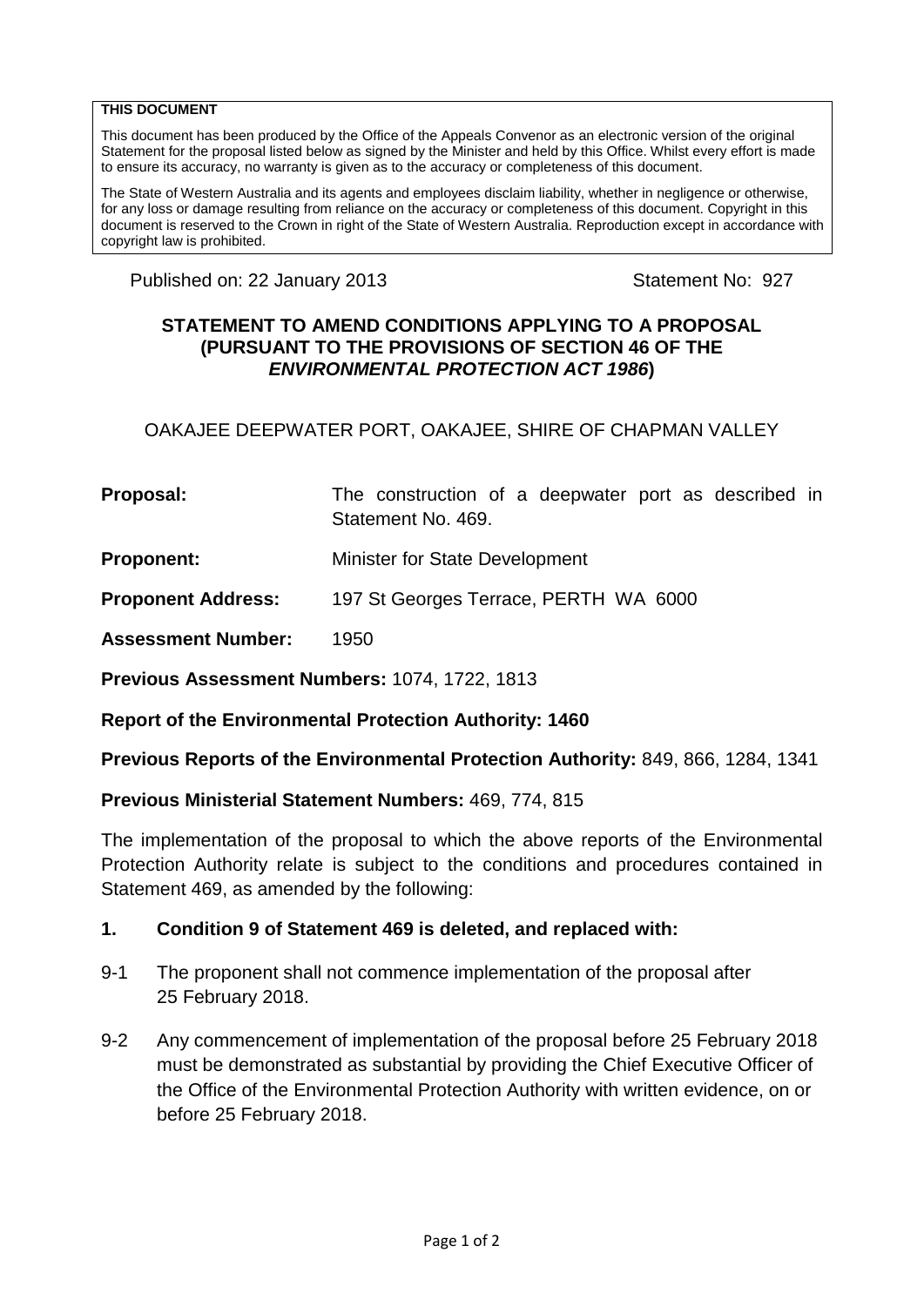**THIS DOCUMENT**

This document has been produced by the Office of the Appeals Convenor as an electronic version of the original Statement for the proposal listed below as signed by the Minister and held by this Office. Whilst every effort is made to ensure its accuracy, no warranty is given as to the accuracy or completeness of this document.

The State of Western Australia and its agents and employees disclaim liability, whether in negligence or otherwise, for any loss or damage resulting from reliance on the accuracy or completeness of this document. Copyright in this document is reserved to the Crown in right of the State of Western Australia. Reproduction except in accordance with copyright law is prohibited.

Published on: 22 January 2013 Statement No: 927

## STATEMENT TO AMEND CONDITIONS APPLYING TO A PROPOSAL (PURSUANT TO THE PROVISIONS OF SECTION 46 OF THE *ENVIRONMENTAL PROTECTION ACT 1986*)

OAKAJEE DEEPWATER PORT, OAKAJEE, SHIRE OF CHAPMAN VALLEY

**Proposal:** The construction of a deepwater port as described in Statement No. 469.

**Proponent:** Minister for State Development

**Proponent Address:** 197 St Georges Terrace, PERTH WA 6000

**Assessment Number:** 1950

**Previous Assessment Numbers:** 1074, 1722, 1813

**Report of the Environmental Protection Authority: 1460**

**Previous Reports of the Environmental Protection Authority:** 849, 866, 1284, 1341

**Previous Ministerial Statement Numbers:** 469, 774, 815

The implementation of the proposal to which the above reports of the Environmental Protection Authority relate is subject to the conditions and procedures contained in Statement 469, as amended by the following:

**1. Condition 9 of Statement 469 is deleted, and replaced with:**

9-1 The proponent shall not commence implementation of the proposal after 25 February 2018.

9-2 Any commencement of implementation of the proposal before 25 February 2018 must be demonstrated as substantial by providing the Chief Executive Officer of the Office of the Environmental Protection Authority with written evidence, on or before 25 February 2018.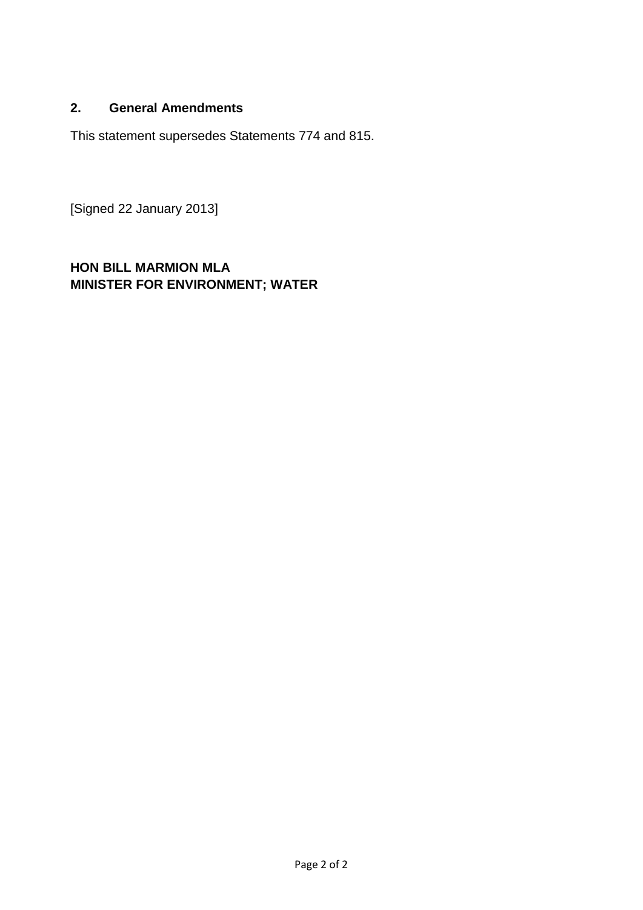## 2. General Amendments

This statement supersedes Statements 774 and 815.

[Signed 22 January 2013]

**HON BILL MARMION MLA**
**MINISTER FOR ENVIRONMENT; WATER**